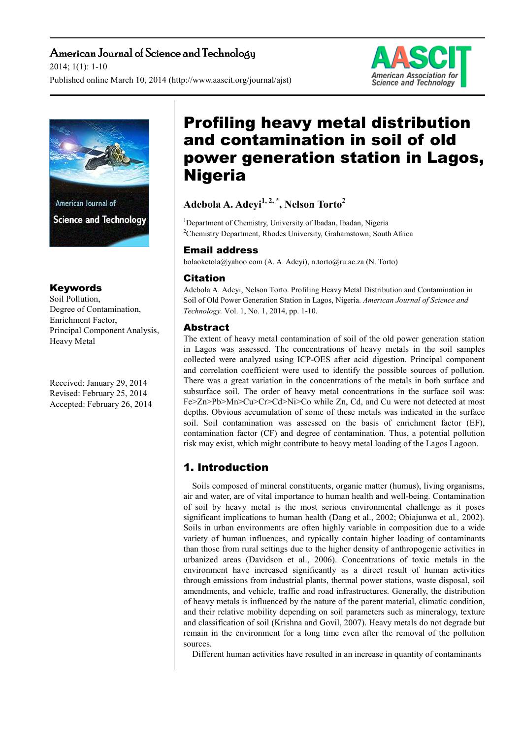# Profiling heavy metal distribution and contamination in soil of old power generation station in Lagos, Nigeria

**Adebola A. Adeyi[1, 2, *], Nelson Torto[2]**

[1]Department of Chemistry, University of Ibadan, Ibadan, Nigeria
[2]Chemistry Department, Rhodes University, Grahamstown, South Africa

## Email address

bolaoketola@yahoo.com (A. A. Adeyi), n.torto@ru.ac.za (N. Torto)

## Citation

Adebola A. Adeyi, Nelson Torto. Profiling Heavy Metal Distribution and Contamination in Soil of Old Power Generation Station in Lagos, Nigeria. *American Journal of Science and Technology.* Vol. 1, No. 1, 2014, pp. 1-10.

## Keywords

Soil Pollution,
Degree of Contamination,
Enrichment Factor,
Principal Component Analysis,
Heavy Metal

Received: January 29, 2014
Revised: February 25, 2014
Accepted: February 26, 2014

## Abstract

The extent of heavy metal contamination of soil of the old power generation station in Lagos was assessed. The concentrations of heavy metals in the soil samples collected were analyzed using ICP-OES after acid digestion. Principal component and correlation coefficient were used to identify the possible sources of pollution. There was a great variation in the concentrations of the metals in both surface and subsurface soil. The order of heavy metal concentrations in the surface soil was: Fe>Zn>Pb>Mn>Cu>Cr>Cd>Ni>Co while Zn, Cd, and Cu were not detected at most depths. Obvious accumulation of some of these metals was indicated in the surface soil. Soil contamination was assessed on the basis of enrichment factor (EF), contamination factor (CF) and degree of contamination. Thus, a potential pollution risk may exist, which might contribute to heavy metal loading of the Lagos Lagoon.

## 1. Introduction

Soils composed of mineral constituents, organic matter (humus), living organisms, air and water, are of vital importance to human health and well-being. Contamination of soil by heavy metal is the most serious environmental challenge as it poses significant implications to human health (Dang et al., 2002; Obiajunwa et al., 2002). Soils in urban environments are often highly variable in composition due to a wide variety of human influences, and typically contain higher loading of contaminants than those from rural settings due to the higher density of anthropogenic activities in urbanized areas (Davidson et al., 2006). Concentrations of toxic metals in the environment have increased significantly as a direct result of human activities through emissions from industrial plants, thermal power stations, waste disposal, soil amendments, and vehicle, traffic and road infrastructures. Generally, the distribution of heavy metals is influenced by the nature of the parent material, climatic condition, and their relative mobility depending on soil parameters such as mineralogy, texture and classification of soil (Krishna and Govil, 2007). Heavy metals do not degrade but remain in the environment for a long time even after the removal of the pollution sources.

Different human activities have resulted in an increase in quantity of contaminants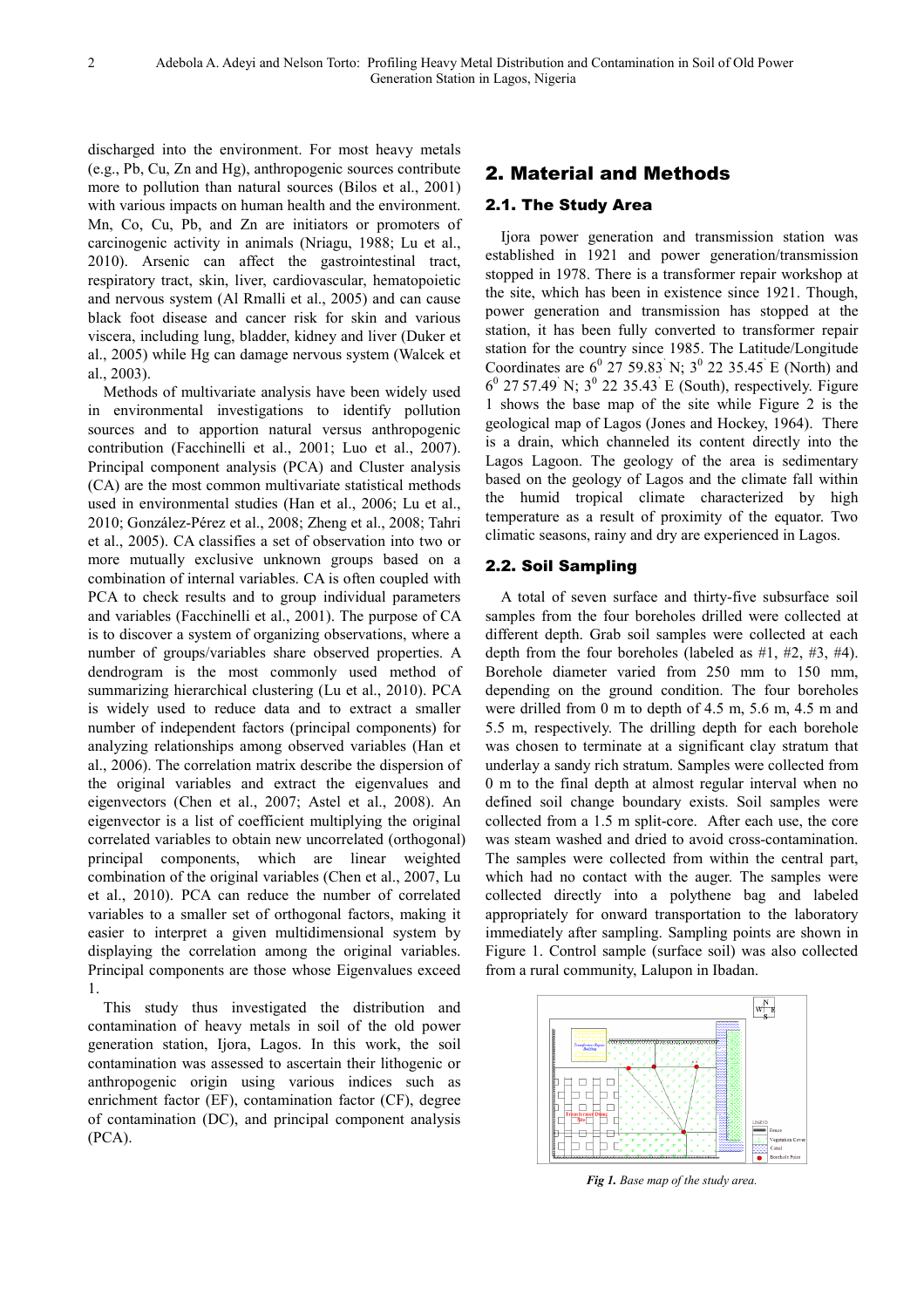discharged into the environment. For most heavy metals (e.g., Pb, Cu, Zn and Hg), anthropogenic sources contribute more to pollution than natural sources (Bilos et al., 2001) with various impacts on human health and the environment. Mn, Co, Cu, Pb, and Zn are initiators or promoters of carcinogenic activity in animals (Nriagu, 1988; Lu et al., 2010). Arsenic can affect the gastrointestinal tract, respiratory tract, skin, liver, cardiovascular, hematopoietic and nervous system (Al Rmalli et al., 2005) and can cause black foot disease and cancer risk for skin and various viscera, including lung, bladder, kidney and liver (Duker et al., 2005) while Hg can damage nervous system (Walcek et al., 2003).

Methods of multivariate analysis have been widely used in environmental investigations to identify pollution sources and to apportion natural versus anthropogenic contribution (Facchinelli et al., 2001; Luo et al., 2007). Principal component analysis (PCA) and Cluster analysis (CA) are the most common multivariate statistical methods used in environmental studies (Han et al., 2006; Lu et al., 2010; González-Pérez et al., 2008; Zheng et al., 2008; Tahri et al., 2005). CA classifies a set of observation into two or more mutually exclusive unknown groups based on a combination of internal variables. CA is often coupled with PCA to check results and to group individual parameters and variables (Facchinelli et al., 2001). The purpose of CA is to discover a system of organizing observations, where a number of groups/variables share observed properties. A dendrogram is the most commonly used method of summarizing hierarchical clustering (Lu et al., 2010). PCA is widely used to reduce data and to extract a smaller number of independent factors (principal components) for analyzing relationships among observed variables (Han et al., 2006). The correlation matrix describe the dispersion of the original variables and extract the eigenvalues and eigenvectors (Chen et al., 2007; Astel et al., 2008). An eigenvector is a list of coefficient multiplying the original correlated variables to obtain new uncorrelated (orthogonal) principal components, which are linear weighted combination of the original variables (Chen et al., 2007, Lu et al., 2010). PCA can reduce the number of correlated variables to a smaller set of orthogonal factors, making it easier to interpret a given multidimensional system by displaying the correlation among the original variables. Principal components are those whose Eigenvalues exceed 1.

This study thus investigated the distribution and contamination of heavy metals in soil of the old power generation station, Ijora, Lagos. In this work, the soil contamination was assessed to ascertain their lithogenic or anthropogenic origin using various indices such as enrichment factor (EF), contamination factor (CF), degree of contamination (DC), and principal component analysis (PCA).

## 2. Material and Methods

### 2.1. The Study Area

Ijora power generation and transmission station was established in 1921 and power generation/transmission stopped in 1978. There is a transformer repair workshop at the site, which has been in existence since 1921. Though, power generation and transmission has stopped at the station, it has been fully converted to transformer repair station for the country since 1985. The Latitude/Longitude Coordinates are $6^0$ 27 59.83' N; $3^0$ 22 35.45' E (North) and $6^0$ 27 57.49' N; $3^0$ 22 35.43' E (South), respectively. Figure 1 shows the base map of the site while Figure 2 is the geological map of Lagos (Jones and Hockey, 1964). There is a drain, which channeled its content directly into the Lagos Lagoon. The geology of the area is sedimentary based on the geology of Lagos and the climate fall within the humid tropical climate characterized by high temperature as a result of proximity of the equator. Two climatic seasons, rainy and dry are experienced in Lagos.

### 2.2. Soil Sampling

A total of seven surface and thirty-five subsurface soil samples from the four boreholes drilled were collected at different depth. Grab soil samples were collected at each depth from the four boreholes (labeled as #1, #2, #3, #4). Borehole diameter varied from 250 mm to 150 mm, depending on the ground condition. The four boreholes were drilled from 0 m to depth of 4.5 m, 5.6 m, 4.5 m and 5.5 m, respectively. The drilling depth for each borehole was chosen to terminate at a significant clay stratum that underlay a sandy rich stratum. Samples were collected from 0 m to the final depth at almost regular interval when no defined soil change boundary exists. Soil samples were collected from a 1.5 m split-core. After each use, the core was steam washed and dried to avoid cross-contamination. The samples were collected from within the central part, which had no contact with the auger. The samples were collected directly into a polythene bag and labeled appropriately for onward transportation to the laboratory immediately after sampling. Sampling points are shown in Figure 1. Control sample (surface soil) was also collected from a rural community, Lalupon in Ibadan.

*Fig 1. Base map of the study area.*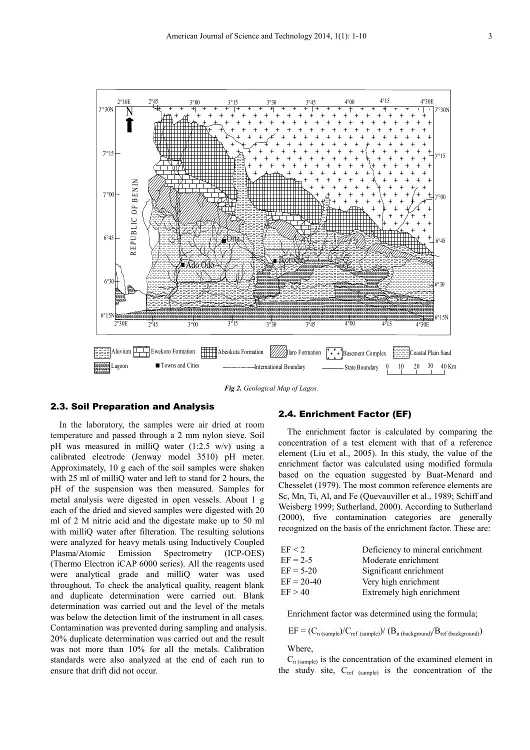*Fig 2. Geological Map of Lagos.*

### 2.3. Soil Preparation and Analysis

In the laboratory, the samples were air dried at room temperature and passed through a 2 mm nylon sieve. Soil pH was measured in milliQ water (1:2.5 w/v) using a calibrated electrode (Jenway model 3510) pH meter. Approximately, 10 g each of the soil samples were shaken with 25 ml of milliQ water and left to stand for 2 hours, the pH of the suspension was then measured. Samples for metal analysis were digested in open vessels. About 1 g each of the dried and sieved samples were digested with 20 ml of 2 M nitric acid and the digestate make up to 50 ml with milliQ water after filteration. The resulting solutions were analyzed for heavy metals using Inductively Coupled Plasma/Atomic Emission Spectrometry (ICP-OES) (Thermo Electron iCAP 6000 series). All the reagents used were analytical grade and milliQ water was used throughout. To check the analytical quality, reagent blank and duplicate determination were carried out. Blank determination was carried out and the level of the metals was below the detection limit of the instrument in all cases. Contamination was prevented during sampling and analysis. 20% duplicate determination was carried out and the result was not more than 10% for all the metals. Calibration standards were also analyzed at the end of each run to ensure that drift did not occur.

### 2.4. Enrichment Factor (EF)

The enrichment factor is calculated by comparing the concentration of a test element with that of a reference element (Liu et al., 2005). In this study, the value of the enrichment factor was calculated using modified formula based on the equation suggested by Buat-Menard and Chesselet (1979). The most common reference elements are Sc, Mn, Ti, Al, and Fe (Quevauviller et al., 1989; Schiff and Weisberg 1999; Sutherland, 2000). According to Sutherland (2000), five contamination categories are generally recognized on the basis of the enrichment factor. These are:

| | |
|---|---|
| EF < 2 | Deficiency to mineral enrichment |
| EF = 2-5 | Moderate enrichment |
| EF = 5-20 | Significant enrichment |
| EF = 20-40 | Very high enrichment |
| EF > 40 | Extremely high enrichment |

Enrichment factor was determined using the formula;

$$EF = (C_{n\,(sample)}/C_{ref\,(sample)})/\,(B_{n\,(background)}/B_{ref\,(background)})$$

Where,

$C_{n\,(sample)}$ is the concentration of the examined element in the study site, $C_{ref\,(sample)}$ is the concentration of the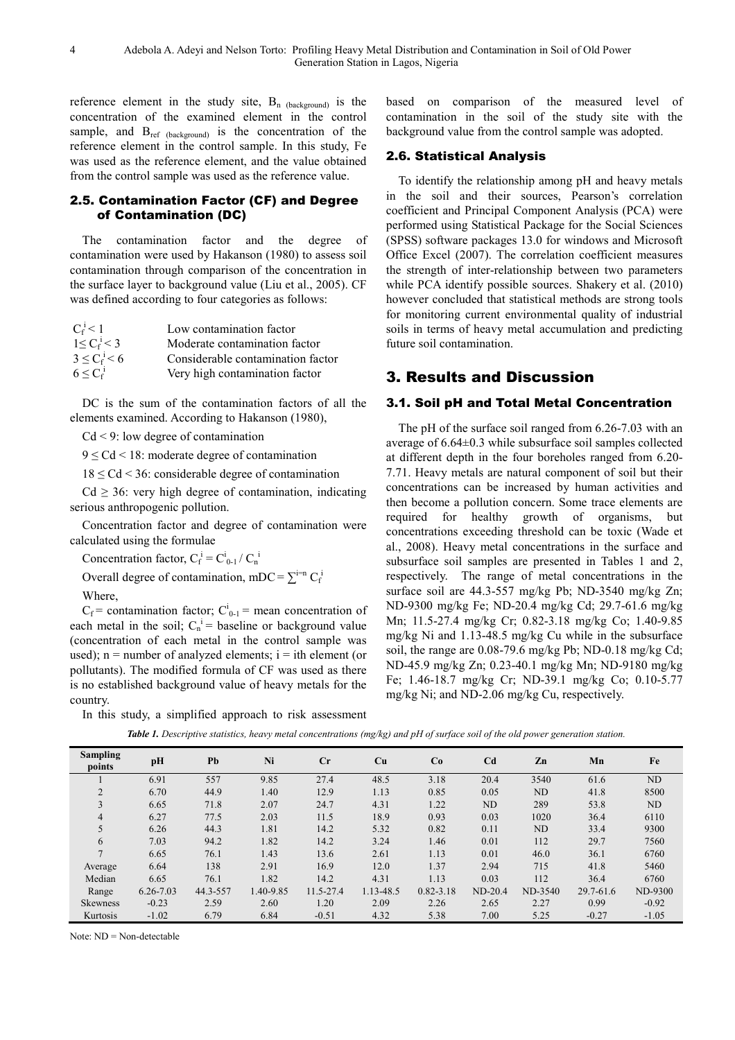reference element in the study site, $B_{n\ (background)}$ is the concentration of the examined element in the control sample, and $B_{ref\ (background)}$ is the concentration of the reference element in the control sample. In this study, Fe was used as the reference element, and the value obtained from the control sample was used as the reference value.

## 2.5. Contamination Factor (CF) and Degree of Contamination (DC)

The contamination factor and the degree of contamination were used by Hakanson (1980) to assess soil contamination through comparison of the concentration in the surface layer to background value (Liu et al., 2005). CF was defined according to four categories as follows:

| | |
|---|---|
| $C_f^i < 1$ | Low contamination factor |
| $1 \leq C_f^i < 3$ | Moderate contamination factor |
| $3 \leq C_f^i < 6$ | Considerable contamination factor |
| $6 \leq C_f^i$ | Very high contamination factor |

DC is the sum of the contamination factors of all the elements examined. According to Hakanson (1980),

$Cd < 9$: low degree of contamination

$9 \leq Cd < 18$: moderate degree of contamination

$18 \leq Cd < 36$: considerable degree of contamination

$Cd \geq 36$: very high degree of contamination, indicating serious anthropogenic pollution.

Concentration factor and degree of contamination were calculated using the formulae

Concentration factor, $C_f^i = C_{0-1}^i / C_n^i$

Overall degree of contamination, $mDC = \sum^{i=n} C_f^i$

Where,

$C_f$ = contamination factor; $C_{0-1}^i$ = mean concentration of each metal in the soil; $C_n^i$ = baseline or background value (concentration of each metal in the control sample was used); n = number of analyzed elements; i = ith element (or pollutants). The modified formula of CF was used as there is no established background value of heavy metals for the country.

In this study, a simplified approach to risk assessment based on comparison of the measured level of contamination in the soil of the study site with the background value from the control sample was adopted.

## 2.6. Statistical Analysis

To identify the relationship among pH and heavy metals in the soil and their sources, Pearson's correlation coefficient and Principal Component Analysis (PCA) were performed using Statistical Package for the Social Sciences (SPSS) software packages 13.0 for windows and Microsoft Office Excel (2007). The correlation coefficient measures the strength of inter-relationship between two parameters while PCA identify possible sources. Shakery et al. (2010) however concluded that statistical methods are strong tools for monitoring current environmental quality of industrial soils in terms of heavy metal accumulation and predicting future soil contamination.

# 3. Results and Discussion

## 3.1. Soil pH and Total Metal Concentration

The pH of the surface soil ranged from 6.26-7.03 with an average of 6.64±0.3 while subsurface soil samples collected at different depth in the four boreholes ranged from 6.20-7.71. Heavy metals are natural component of soil but their concentrations can be increased by human activities and then become a pollution concern. Some trace elements are required for healthy growth of organisms, but concentrations exceeding threshold can be toxic (Wade et al., 2008). Heavy metal concentrations in the surface and subsurface soil samples are presented in Tables 1 and 2, respectively. The range of metal concentrations in the surface soil are 44.3-557 mg/kg Pb; ND-3540 mg/kg Zn; ND-9300 mg/kg Fe; ND-20.4 mg/kg Cd; 29.7-61.6 mg/kg Mn; 11.5-27.4 mg/kg Cr; 0.82-3.18 mg/kg Co; 1.40-9.85 mg/kg Ni and 1.13-48.5 mg/kg Cu while in the subsurface soil, the range are 0.08-79.6 mg/kg Pb; ND-0.18 mg/kg Cd; ND-45.9 mg/kg Zn; 0.23-40.1 mg/kg Mn; ND-9180 mg/kg Fe; 1.46-18.7 mg/kg Cr; ND-39.1 mg/kg Co; 0.10-5.77 mg/kg Ni; and ND-2.06 mg/kg Cu, respectively.

*Table 1. Descriptive statistics, heavy metal concentrations (mg/kg) and pH of surface soil of the old power generation station.*

| Sampling points | pH | Pb | Ni | Cr | Cu | Co | Cd | Zn | Mn | Fe |
|---|---|---|---|---|---|---|---|---|---|---|
| 1 | 6.91 | 557 | 9.85 | 27.4 | 48.5 | 3.18 | 20.4 | 3540 | 61.6 | ND |
| 2 | 6.70 | 44.9 | 1.40 | 12.9 | 1.13 | 0.85 | 0.05 | ND | 41.8 | 8500 |
| 3 | 6.65 | 71.8 | 2.07 | 24.7 | 4.31 | 1.22 | ND | 289 | 53.8 | ND |
| 4 | 6.27 | 77.5 | 2.03 | 11.5 | 18.9 | 0.93 | 0.03 | 1020 | 36.4 | 6110 |
| 5 | 6.26 | 44.3 | 1.81 | 14.2 | 5.32 | 0.82 | 0.11 | ND | 33.4 | 9300 |
| 6 | 7.03 | 94.2 | 1.82 | 14.2 | 3.24 | 1.46 | 0.01 | 112 | 29.7 | 7560 |
| 7 | 6.65 | 76.1 | 1.43 | 13.6 | 2.61 | 1.13 | 0.01 | 46.0 | 36.1 | 6760 |
| Average | 6.64 | 138 | 2.91 | 16.9 | 12.0 | 1.37 | 2.94 | 715 | 41.8 | 5460 |
| Median | 6.65 | 76.1 | 1.82 | 14.2 | 4.31 | 1.13 | 0.03 | 112 | 36.4 | 6760 |
| Range | 6.26-7.03 | 44.3-557 | 1.40-9.85 | 11.5-27.4 | 1.13-48.5 | 0.82-3.18 | ND-20.4 | ND-3540 | 29.7-61.6 | ND-9300 |
| Skewness | -0.23 | 2.59 | 2.60 | 1.20 | 2.09 | 2.26 | 2.65 | 2.27 | 0.99 | -0.92 |
| Kurtosis | -1.02 | 6.79 | 6.84 | -0.51 | 4.32 | 5.38 | 7.00 | 5.25 | -0.27 | -1.05 |

Note: ND = Non-detectable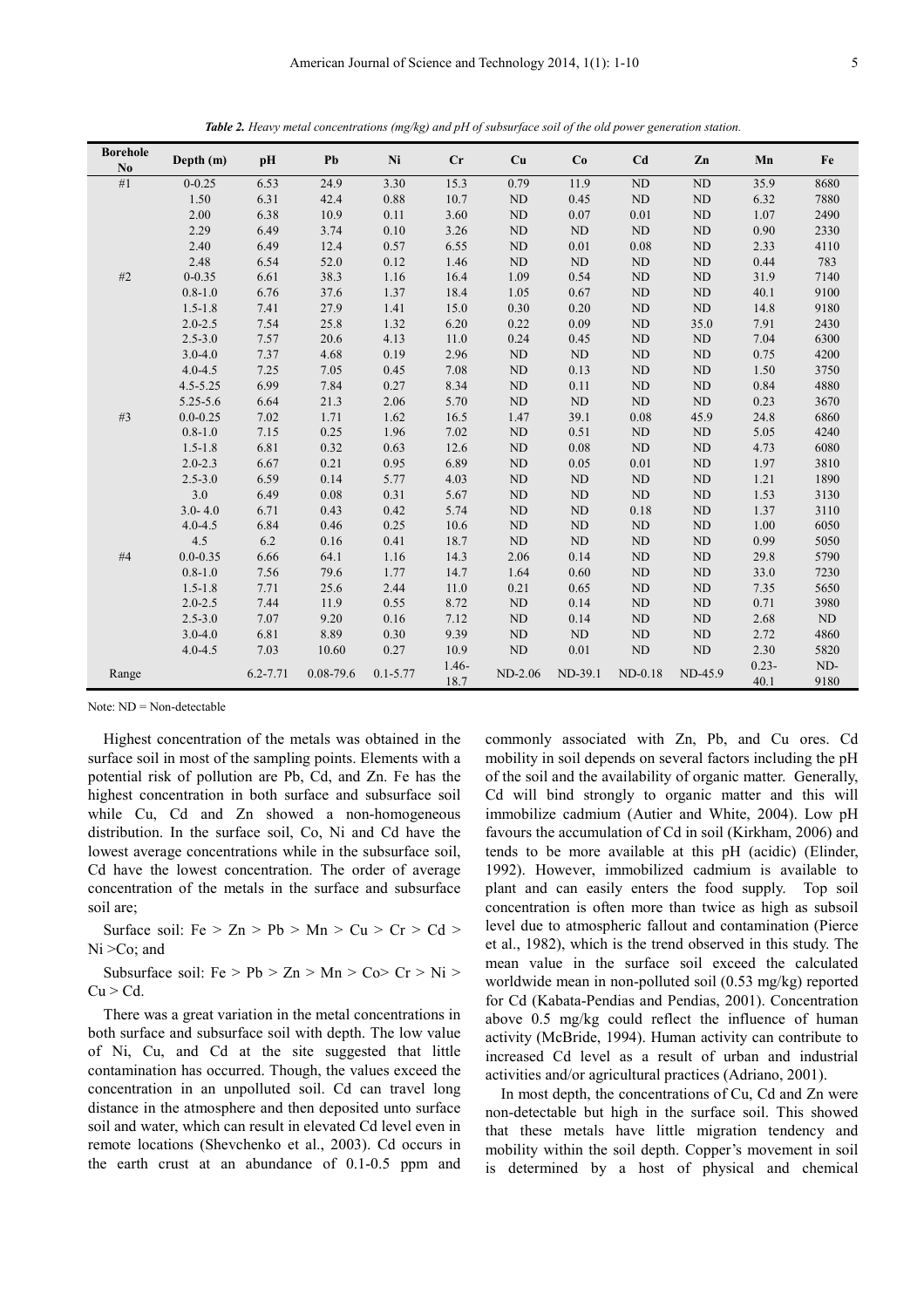*Table 2. Heavy metal concentrations (mg/kg) and pH of subsurface soil of the old power generation station.*

| Borehole No | Depth (m) | pH | Pb | Ni | Cr | Cu | Co | Cd | Zn | Mn | Fe |
|---|---|---|---|---|---|---|---|---|---|---|---|
| #1 | 0-0.25 | 6.53 | 24.9 | 3.30 | 15.3 | 0.79 | 11.9 | ND | ND | 35.9 | 8680 |
| | 1.50 | 6.31 | 42.4 | 0.88 | 10.7 | ND | 0.45 | ND | ND | 6.32 | 7880 |
| | 2.00 | 6.38 | 10.9 | 0.11 | 3.60 | ND | 0.07 | 0.01 | ND | 1.07 | 2490 |
| | 2.29 | 6.49 | 3.74 | 0.10 | 3.26 | ND | ND | ND | ND | 0.90 | 2330 |
| | 2.40 | 6.49 | 12.4 | 0.57 | 6.55 | ND | 0.01 | 0.08 | ND | 2.33 | 4110 |
| | 2.48 | 6.54 | 52.0 | 0.12 | 1.46 | ND | ND | ND | ND | 0.44 | 783 |
| #2 | 0-0.35 | 6.61 | 38.3 | 1.16 | 16.4 | 1.09 | 0.54 | ND | ND | 31.9 | 7140 |
| | 0.8-1.0 | 6.76 | 37.6 | 1.37 | 18.4 | 1.05 | 0.67 | ND | ND | 40.1 | 9100 |
| | 1.5-1.8 | 7.41 | 27.9 | 1.41 | 15.0 | 0.30 | 0.20 | ND | ND | 14.8 | 9180 |
| | 2.0-2.5 | 7.54 | 25.8 | 1.32 | 6.20 | 0.22 | 0.09 | ND | 35.0 | 7.91 | 2430 |
| | 2.5-3.0 | 7.57 | 20.6 | 4.13 | 11.0 | 0.24 | 0.45 | ND | ND | 7.04 | 6300 |
| | 3.0-4.0 | 7.37 | 4.68 | 0.19 | 2.96 | ND | ND | ND | ND | 0.75 | 4200 |
| | 4.0-4.5 | 7.25 | 7.05 | 0.45 | 7.08 | ND | 0.13 | ND | ND | 1.50 | 3750 |
| | 4.5-5.25 | 6.99 | 7.84 | 0.27 | 8.34 | ND | 0.11 | ND | ND | 0.84 | 4880 |
| | 5.25-5.6 | 6.64 | 21.3 | 2.06 | 5.70 | ND | ND | ND | ND | 0.23 | 3670 |
| #3 | 0.0-0.25 | 7.02 | 1.71 | 1.62 | 16.5 | 1.47 | 39.1 | 0.08 | 45.9 | 24.8 | 6860 |
| | 0.8-1.0 | 7.15 | 0.25 | 1.96 | 7.02 | ND | 0.51 | ND | ND | 5.05 | 4240 |
| | 1.5-1.8 | 6.81 | 0.32 | 0.63 | 12.6 | ND | 0.08 | ND | ND | 4.73 | 6080 |
| | 2.0-2.3 | 6.67 | 0.21 | 0.95 | 6.89 | ND | 0.05 | 0.01 | ND | 1.97 | 3810 |
| | 2.5-3.0 | 6.59 | 0.14 | 5.77 | 4.03 | ND | ND | ND | ND | 1.21 | 1890 |
| | 3.0 | 6.49 | 0.08 | 0.31 | 5.67 | ND | ND | ND | ND | 1.53 | 3130 |
| | 3.0- 4.0 | 6.71 | 0.43 | 0.42 | 5.74 | ND | ND | 0.18 | ND | 1.37 | 3110 |
| | 4.0-4.5 | 6.84 | 0.46 | 0.25 | 10.6 | ND | ND | ND | ND | 1.00 | 6050 |
| | 4.5 | 6.2 | 0.16 | 0.41 | 18.7 | ND | ND | ND | ND | 0.99 | 5050 |
| #4 | 0.0-0.35 | 6.66 | 64.1 | 1.16 | 14.3 | 2.06 | 0.14 | ND | ND | 29.8 | 5790 |
| | 0.8-1.0 | 7.56 | 79.6 | 1.77 | 14.7 | 1.64 | 0.60 | ND | ND | 33.0 | 7230 |
| | 1.5-1.8 | 7.71 | 25.6 | 2.44 | 11.0 | 0.21 | 0.65 | ND | ND | 7.35 | 5650 |
| | 2.0-2.5 | 7.44 | 11.9 | 0.55 | 8.72 | ND | 0.14 | ND | ND | 0.71 | 3980 |
| | 2.5-3.0 | 7.07 | 9.20 | 0.16 | 7.12 | ND | 0.14 | ND | ND | 2.68 | ND |
| | 3.0-4.0 | 6.81 | 8.89 | 0.30 | 9.39 | ND | ND | ND | ND | 2.72 | 4860 |
| | 4.0-4.5 | 7.03 | 10.60 | 0.27 | 10.9 | ND | 0.01 | ND | ND | 2.30 | 5820 |
| Range | | 6.2-7.71 | 0.08-79.6 | 0.1-5.77 | 1.46-18.7 | ND-2.06 | ND-39.1 | ND-0.18 | ND-45.9 | 0.23-40.1 | ND-9180 |

Note: ND = Non-detectable

Highest concentration of the metals was obtained in the surface soil in most of the sampling points. Elements with a potential risk of pollution are Pb, Cd, and Zn. Fe has the highest concentration in both surface and subsurface soil while Cu, Cd and Zn showed a non-homogeneous distribution. In the surface soil, Co, Ni and Cd have the lowest average concentrations while in the subsurface soil, Cd have the lowest concentration. The order of average concentration of the metals in the surface and subsurface soil are;

Surface soil: Fe > Zn > Pb > Mn > Cu > Cr > Cd > Ni >Co; and

Subsurface soil: Fe > Pb > Zn > Mn > Co> Cr > Ni > Cu > Cd.

There was a great variation in the metal concentrations in both surface and subsurface soil with depth. The low value of Ni, Cu, and Cd at the site suggested that little contamination has occurred. Though, the values exceed the concentration in an unpolluted soil. Cd can travel long distance in the atmosphere and then deposited unto surface soil and water, which can result in elevated Cd level even in remote locations (Shevchenko et al., 2003). Cd occurs in the earth crust at an abundance of 0.1-0.5 ppm and commonly associated with Zn, Pb, and Cu ores. Cd mobility in soil depends on several factors including the pH of the soil and the availability of organic matter. Generally, Cd will bind strongly to organic matter and this will immobilize cadmium (Autier and White, 2004). Low pH favours the accumulation of Cd in soil (Kirkham, 2006) and tends to be more available at this pH (acidic) (Elinder, 1992). However, immobilized cadmium is available to plant and can easily enters the food supply. Top soil concentration is often more than twice as high as subsoil level due to atmospheric fallout and contamination (Pierce et al., 1982), which is the trend observed in this study. The mean value in the surface soil exceed the calculated worldwide mean in non-polluted soil (0.53 mg/kg) reported for Cd (Kabata-Pendias and Pendias, 2001). Concentration above 0.5 mg/kg could reflect the influence of human activity (McBride, 1994). Human activity can contribute to increased Cd level as a result of urban and industrial activities and/or agricultural practices (Adriano, 2001).

In most depth, the concentrations of Cu, Cd and Zn were non-detectable but high in the surface soil. This showed that these metals have little migration tendency and mobility within the soil depth. Copper's movement in soil is determined by a host of physical and chemical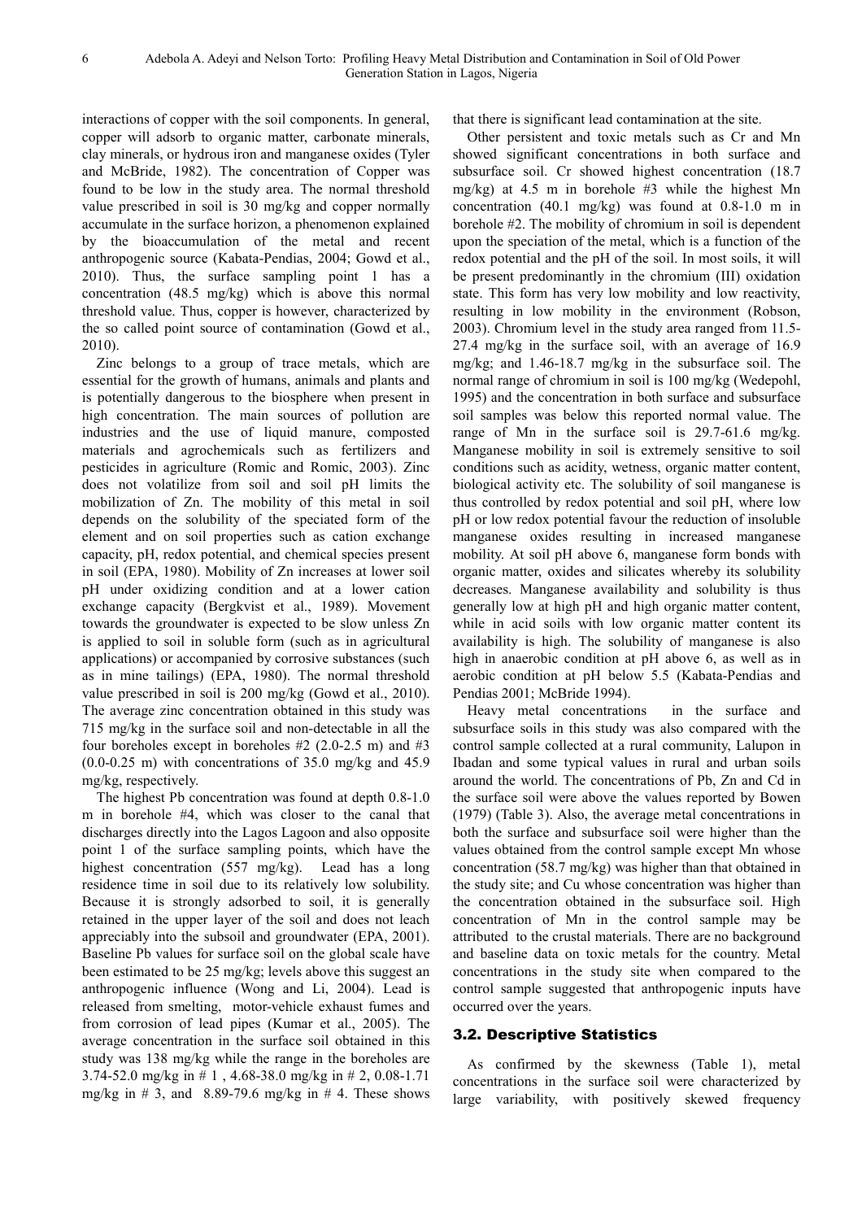interactions of copper with the soil components. In general, copper will adsorb to organic matter, carbonate minerals, clay minerals, or hydrous iron and manganese oxides (Tyler and McBride, 1982). The concentration of Copper was found to be low in the study area. The normal threshold value prescribed in soil is 30 mg/kg and copper normally accumulate in the surface horizon, a phenomenon explained by the bioaccumulation of the metal and recent anthropogenic source (Kabata-Pendias, 2004; Gowd et al., 2010). Thus, the surface sampling point 1 has a concentration (48.5 mg/kg) which is above this normal threshold value. Thus, copper is however, characterized by the so called point source of contamination (Gowd et al., 2010).

Zinc belongs to a group of trace metals, which are essential for the growth of humans, animals and plants and is potentially dangerous to the biosphere when present in high concentration. The main sources of pollution are industries and the use of liquid manure, composted materials and agrochemicals such as fertilizers and pesticides in agriculture (Romic and Romic, 2003). Zinc does not volatilize from soil and soil pH limits the mobilization of Zn. The mobility of this metal in soil depends on the solubility of the speciated form of the element and on soil properties such as cation exchange capacity, pH, redox potential, and chemical species present in soil (EPA, 1980). Mobility of Zn increases at lower soil pH under oxidizing condition and at a lower cation exchange capacity (Bergkvist et al., 1989). Movement towards the groundwater is expected to be slow unless Zn is applied to soil in soluble form (such as in agricultural applications) or accompanied by corrosive substances (such as in mine tailings) (EPA, 1980). The normal threshold value prescribed in soil is 200 mg/kg (Gowd et al., 2010). The average zinc concentration obtained in this study was 715 mg/kg in the surface soil and non-detectable in all the four boreholes except in boreholes #2 (2.0-2.5 m) and #3 (0.0-0.25 m) with concentrations of 35.0 mg/kg and 45.9 mg/kg, respectively.

The highest Pb concentration was found at depth 0.8-1.0 m in borehole #4, which was closer to the canal that discharges directly into the Lagos Lagoon and also opposite point 1 of the surface sampling points, which have the highest concentration (557 mg/kg). Lead has a long residence time in soil due to its relatively low solubility. Because it is strongly adsorbed to soil, it is generally retained in the upper layer of the soil and does not leach appreciably into the subsoil and groundwater (EPA, 2001). Baseline Pb values for surface soil on the global scale have been estimated to be 25 mg/kg; levels above this suggest an anthropogenic influence (Wong and Li, 2004). Lead is released from smelting, motor-vehicle exhaust fumes and from corrosion of lead pipes (Kumar et al., 2005). The average concentration in the surface soil obtained in this study was 138 mg/kg while the range in the boreholes are 3.74-52.0 mg/kg in # 1 , 4.68-38.0 mg/kg in # 2, 0.08-1.71 mg/kg in # 3, and 8.89-79.6 mg/kg in # 4. These shows that there is significant lead contamination at the site.

Other persistent and toxic metals such as Cr and Mn showed significant concentrations in both surface and subsurface soil. Cr showed highest concentration (18.7 mg/kg) at 4.5 m in borehole #3 while the highest Mn concentration (40.1 mg/kg) was found at 0.8-1.0 m in borehole #2. The mobility of chromium in soil is dependent upon the speciation of the metal, which is a function of the redox potential and the pH of the soil. In most soils, it will be present predominantly in the chromium (III) oxidation state. This form has very low mobility and low reactivity, resulting in low mobility in the environment (Robson, 2003). Chromium level in the study area ranged from 11.5-27.4 mg/kg in the surface soil, with an average of 16.9 mg/kg; and 1.46-18.7 mg/kg in the subsurface soil. The normal range of chromium in soil is 100 mg/kg (Wedepohl, 1995) and the concentration in both surface and subsurface soil samples was below this reported normal value. The range of Mn in the surface soil is 29.7-61.6 mg/kg. Manganese mobility in soil is extremely sensitive to soil conditions such as acidity, wetness, organic matter content, biological activity etc. The solubility of soil manganese is thus controlled by redox potential and soil pH, where low pH or low redox potential favour the reduction of insoluble manganese oxides resulting in increased manganese mobility. At soil pH above 6, manganese form bonds with organic matter, oxides and silicates whereby its solubility decreases. Manganese availability and solubility is thus generally low at high pH and high organic matter content, while in acid soils with low organic matter content its availability is high. The solubility of manganese is also high in anaerobic condition at pH above 6, as well as in aerobic condition at pH below 5.5 (Kabata-Pendias and Pendias 2001; McBride 1994).

Heavy metal concentrations in the surface and subsurface soils in this study was also compared with the control sample collected at a rural community, Lalupon in Ibadan and some typical values in rural and urban soils around the world. The concentrations of Pb, Zn and Cd in the surface soil were above the values reported by Bowen (1979) (Table 3). Also, the average metal concentrations in both the surface and subsurface soil were higher than the values obtained from the control sample except Mn whose concentration (58.7 mg/kg) was higher than that obtained in the study site; and Cu whose concentration was higher than the concentration obtained in the subsurface soil. High concentration of Mn in the control sample may be attributed to the crustal materials. There are no background and baseline data on toxic metals for the country. Metal concentrations in the study site when compared to the control sample suggested that anthropogenic inputs have occurred over the years.

### 3.2. Descriptive Statistics

As confirmed by the skewness (Table 1), metal concentrations in the surface soil were characterized by large variability, with positively skewed frequency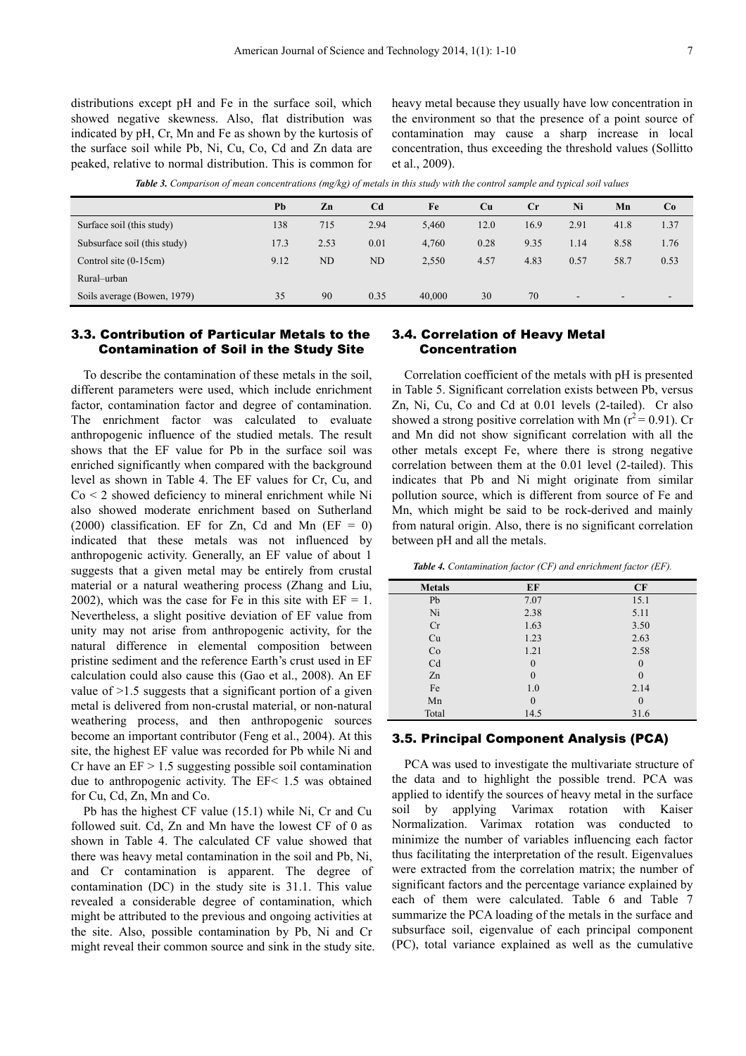distributions except pH and Fe in the surface soil, which showed negative skewness. Also, flat distribution was indicated by pH, Cr, Mn and Fe as shown by the kurtosis of the surface soil while Pb, Ni, Cu, Co, Cd and Zn data are peaked, relative to normal distribution. This is common for heavy metal because they usually have low concentration in the environment so that the presence of a point source of contamination may cause a sharp increase in local concentration, thus exceeding the threshold values (Sollitto et al., 2009).

***Table 3.** Comparison of mean concentrations (mg/kg) of metals in this study with the control sample and typical soil values*

| | Pb | Zn | Cd | Fe | Cu | Cr | Ni | Mn | Co |
|---|---|---|---|---|---|---|---|---|---|
| Surface soil (this study) | 138 | 715 | 2.94 | 5,460 | 12.0 | 16.9 | 2.91 | 41.8 | 1.37 |
| Subsurface soil (this study) | 17.3 | 2.53 | 0.01 | 4,760 | 0.28 | 9.35 | 1.14 | 8.58 | 1.76 |
| Control site (0-15cm) | 9.12 | ND | ND | 2,550 | 4.57 | 4.83 | 0.57 | 58.7 | 0.53 |
| Rural–urban | | | | | | | | | |
| Soils average (Bowen, 1979) | 35 | 90 | 0.35 | 40,000 | 30 | 70 | - | - | - |

### 3.3. Contribution of Particular Metals to the Contamination of Soil in the Study Site

To describe the contamination of these metals in the soil, different parameters were used, which include enrichment factor, contamination factor and degree of contamination. The enrichment factor was calculated to evaluate anthropogenic influence of the studied metals. The result shows that the EF value for Pb in the surface soil was enriched significantly when compared with the background level as shown in Table 4. The EF values for Cr, Cu, and Co < 2 showed deficiency to mineral enrichment while Ni also showed moderate enrichment based on Sutherland (2000) classification. EF for Zn, Cd and Mn (EF = 0) indicated that these metals was not influenced by anthropogenic activity. Generally, an EF value of about 1 suggests that a given metal may be entirely from crustal material or a natural weathering process (Zhang and Liu, 2002), which was the case for Fe in this site with EF = 1. Nevertheless, a slight positive deviation of EF value from unity may not arise from anthropogenic activity, for the natural difference in elemental composition between pristine sediment and the reference Earth's crust used in EF calculation could also cause this (Gao et al., 2008). An EF value of >1.5 suggests that a significant portion of a given metal is delivered from non-crustal material, or non-natural weathering process, and then anthropogenic sources become an important contributor (Feng et al., 2004). At this site, the highest EF value was recorded for Pb while Ni and Cr have an EF > 1.5 suggesting possible soil contamination due to anthropogenic activity. The EF< 1.5 was obtained for Cu, Cd, Zn, Mn and Co.

Pb has the highest CF value (15.1) while Ni, Cr and Cu followed suit. Cd, Zn and Mn have the lowest CF of 0 as shown in Table 4. The calculated CF value showed that there was heavy metal contamination in the soil and Pb, Ni, and Cr contamination is apparent. The degree of contamination (DC) in the study site is 31.1. This value revealed a considerable degree of contamination, which might be attributed to the previous and ongoing activities at the site. Also, possible contamination by Pb, Ni and Cr might reveal their common source and sink in the study site.

### 3.4. Correlation of Heavy Metal Concentration

Correlation coefficient of the metals with pH is presented in Table 5. Significant correlation exists between Pb, versus Zn, Ni, Cu, Co and Cd at 0.01 levels (2-tailed). Cr also showed a strong positive correlation with Mn ($r^2 = 0.91$). Cr and Mn did not show significant correlation with all the other metals except Fe, where there is strong negative correlation between them at the 0.01 level (2-tailed). This indicates that Pb and Ni might originate from similar pollution source, which is different from source of Fe and Mn, which might be said to be rock-derived and mainly from natural origin. Also, there is no significant correlation between pH and all the metals.

***Table 4.** Contamination factor (CF) and enrichment factor (EF).*

| Metals | EF | CF |
|---|---|---|
| Pb | 7.07 | 15.1 |
| Ni | 2.38 | 5.11 |
| Cr | 1.63 | 3.50 |
| Cu | 1.23 | 2.63 |
| Co | 1.21 | 2.58 |
| Cd | 0 | 0 |
| Zn | 0 | 0 |
| Fe | 1.0 | 2.14 |
| Mn | 0 | 0 |
| Total | 14.5 | 31.6 |

### 3.5. Principal Component Analysis (PCA)

PCA was used to investigate the multivariate structure of the data and to highlight the possible trend. PCA was applied to identify the sources of heavy metal in the surface soil by applying Varimax rotation with Kaiser Normalization. Varimax rotation was conducted to minimize the number of variables influencing each factor thus facilitating the interpretation of the result. Eigenvalues were extracted from the correlation matrix; the number of significant factors and the percentage variance explained by each of them were calculated. Table 6 and Table 7 summarize the PCA loading of the metals in the surface and subsurface soil, eigenvalue of each principal component (PC), total variance explained as well as the cumulative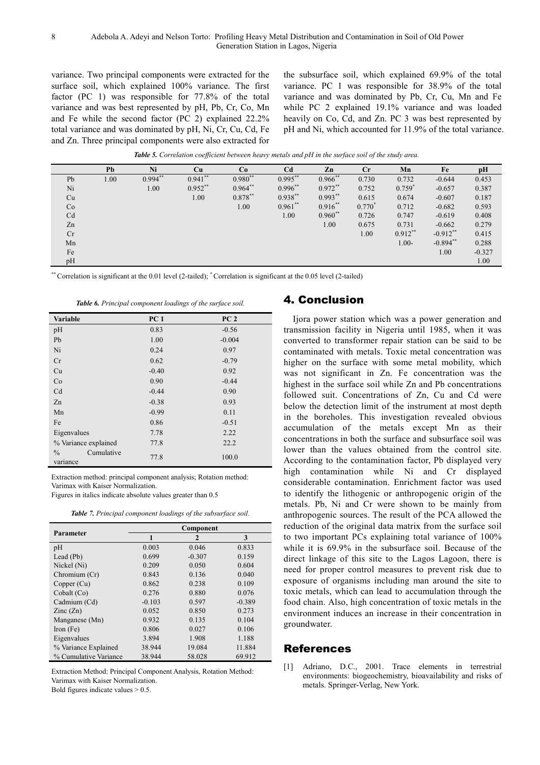variance. Two principal components were extracted for the surface soil, which explained 100% variance. The first factor (PC 1) was responsible for 77.8% of the total variance and was best represented by pH, Pb, Cr, Co, Mn and Fe while the second factor (PC 2) explained 22.2% total variance and was dominated by pH, Ni, Cr, Cu, Cd, Fe and Zn. Three principal components were also extracted for the subsurface soil, which explained 69.9% of the total variance. PC 1 was responsible for 38.9% of the total variance and was dominated by Pb, Cr, Cu, Mn and Fe while PC 2 explained 19.1% variance and was loaded heavily on Co, Cd, and Zn. PC 3 was best represented by pH and Ni, which accounted for 11.9% of the total variance.

***Table 5.*** *Correlation coefficient between heavy metals and pH in the surface soil of the study area.*

| | Pb | Ni | Cu | Co | Cd | Zn | Cr | Mn | Fe | pH |
|---|---|---|---|---|---|---|---|---|---|---|
| Pb | 1.00 | 0.994** | 0.941** | 0.980** | 0.995** | 0.966** | 0.730 | 0.732 | -0.644 | 0.453 |
| Ni | | 1.00 | 0.952** | 0.964** | 0.996** | 0.972** | 0.752 | 0.759* | -0.657 | 0.387 |
| Cu | | | 1.00 | 0.878** | 0.938** | 0.993** | 0.615 | 0.674 | -0.607 | 0.187 |
| Co | | | | 1.00 | 0.961** | 0.916** | 0.770* | 0.712 | -0.682 | 0.593 |
| Cd | | | | | 1.00 | 0.960** | 0.726 | 0.747 | -0.619 | 0.408 |
| Zn | | | | | | 1.00 | 0.675 | 0.731 | -0.662 | 0.279 |
| Cr | | | | | | | 1.00 | 0.912** | -0.912** | 0.415 |
| Mn | | | | | | | | 1.00- | -0.894** | 0.288 |
| Fe | | | | | | | | | 1.00 | -0.327 |
| pH | | | | | | | | | | 1.00 |

** Correlation is significant at the 0.01 level (2-tailed); * Correlation is significant at the 0.05 level (2-tailed)

***Table 6.*** *Principal component loadings of the surface soil.*

| Variable | PC 1 | PC 2 |
|---|---|---|
| pH | 0.83 | -0.56 |
| Pb | 1.00 | -0.004 |
| Ni | 0.24 | 0.97 |
| Cr | 0.62 | -0.79 |
| Cu | -0.40 | 0.92 |
| Co | 0.90 | -0.44 |
| Cd | -0.44 | 0.90 |
| Zn | -0.38 | 0.93 |
| Mn | -0.99 | 0.11 |
| Fe | 0.86 | -0.51 |
| Eigenvalues | 7.78 | 2.22 |
| % Variance explained | 77.8 | 22.2 |
| % Cumulative variance | 77.8 | 100.0 |

Extraction method: principal component analysis; Rotation method: Varimax with Kaiser Normalization.
Figures in italics indicate absolute values greater than 0.5

***Table 7.*** *Principal component loadings of the subsurface soil.*

| Parameter | Component | | |
|---|---|---|---|
| | 1 | 2 | 3 |
| pH | 0.003 | 0.046 | 0.833 |
| Lead (Pb) | 0.699 | -0.307 | 0.159 |
| Nickel (Ni) | 0.209 | 0.050 | 0.604 |
| Chromium (Cr) | 0.843 | 0.136 | 0.040 |
| Copper (Cu) | 0.862 | 0.238 | 0.109 |
| Cobalt (Co) | 0.276 | 0.880 | 0.076 |
| Cadmium (Cd) | -0.103 | 0.597 | -0.389 |
| Zinc (Zn) | 0.052 | 0.850 | 0.273 |
| Manganese (Mn) | 0.932 | 0.135 | 0.104 |
| Iron (Fe) | 0.806 | 0.027 | 0.106 |
| Eigenvalues | 3.894 | 1.908 | 1.188 |
| % Variance Explained | 38.944 | 19.084 | 11.884 |
| % Cumulative Variance | 38.944 | 58.028 | 69.912 |

Extraction Method: Principal Component Analysis, Rotation Method: Varimax with Kaiser Normalization.
Bold figures indicate values > 0.5.

## 4. Conclusion

Ijora power station which was a power generation and transmission facility in Nigeria until 1985, when it was converted to transformer repair station can be said to be contaminated with metals. Toxic metal concentration was higher on the surface with some metal mobility, which was not significant in Zn. Fe concentration was the highest in the surface soil while Zn and Pb concentrations followed suit. Concentrations of Zn, Cu and Cd were below the detection limit of the instrument at most depth in the boreholes. This investigation revealed obvious accumulation of the metals except Mn as their concentrations in both the surface and subsurface soil was lower than the values obtained from the control site. According to the contamination factor, Pb displayed very high contamination while Ni and Cr displayed considerable contamination. Enrichment factor was used to identify the lithogenic or anthropogenic origin of the metals. Pb, Ni and Cr were shown to be mainly from anthropogenic sources. The result of the PCA allowed the reduction of the original data matrix from the surface soil to two important PCs explaining total variance of 100% while it is 69.9% in the subsurface soil. Because of the direct linkage of this site to the Lagos Lagoon, there is need for proper control measures to prevent risk due to exposure of organisms including man around the site to toxic metals, which can lead to accumulation through the food chain. Also, high concentration of toxic metals in the environment induces an increase in their concentration in groundwater.

## References

[1] Adriano, D.C., 2001. Trace elements in terrestrial environments: biogeochemistry, bioavailability and risks of metals. Springer-Verlag, New York.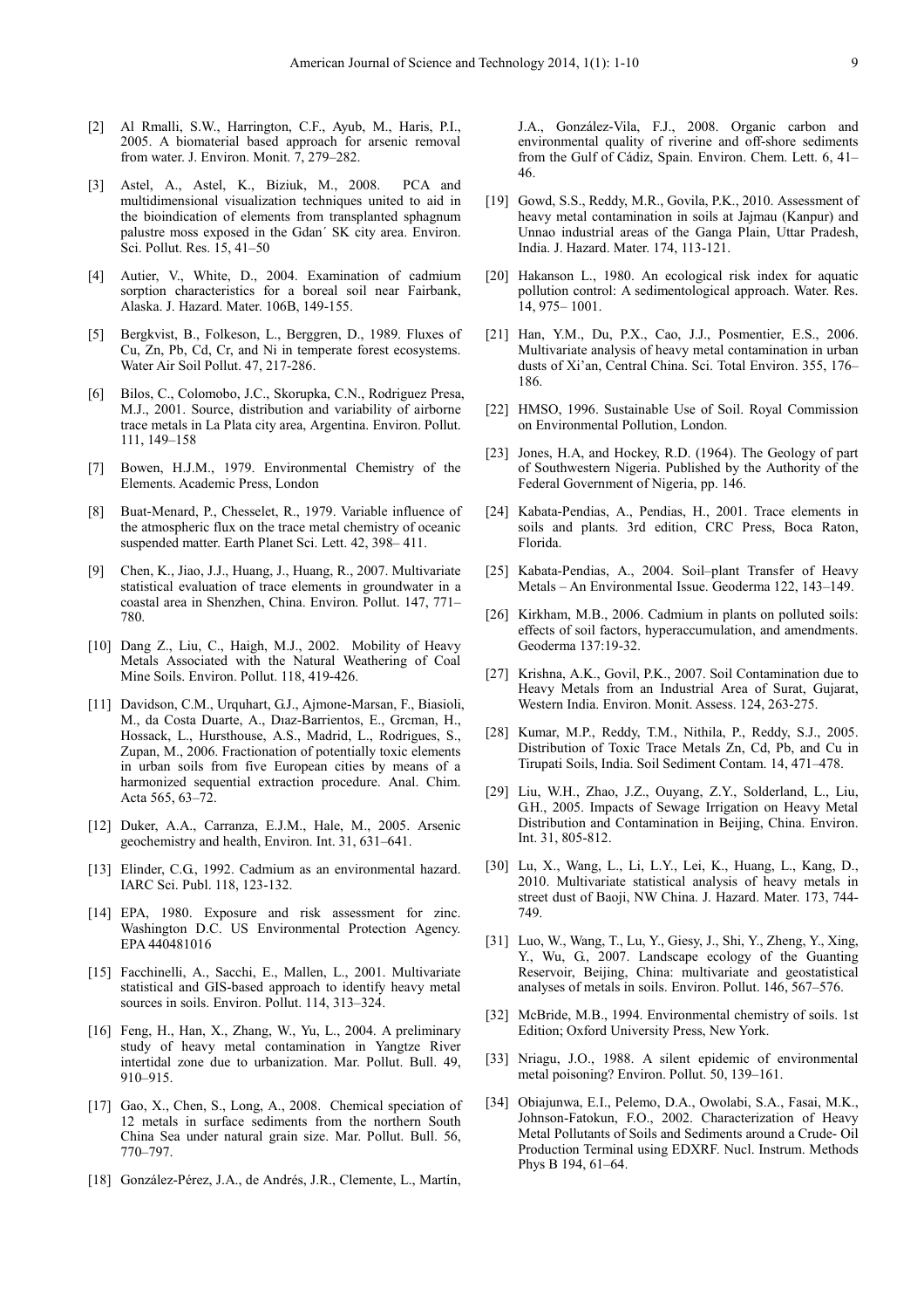[2] Al Rmalli, S.W., Harrington, C.F., Ayub, M., Haris, P.I., 2005. A biomaterial based approach for arsenic removal from water. J. Environ. Monit. 7, 279–282.

[3] Astel, A., Astel, K., Biziuk, M., 2008. PCA and multidimensional visualization techniques united to aid in the bioindication of elements from transplanted sphagnum palustre moss exposed in the Gdan´ SK city area. Environ. Sci. Pollut. Res. 15, 41–50

[4] Autier, V., White, D., 2004. Examination of cadmium sorption characteristics for a boreal soil near Fairbank, Alaska. J. Hazard. Mater. 106B, 149-155.

[5] Bergkvist, B., Folkeson, L., Berggren, D., 1989. Fluxes of Cu, Zn, Pb, Cd, Cr, and Ni in temperate forest ecosystems. Water Air Soil Pollut. 47, 217-286.

[6] Bilos, C., Colomobo, J.C., Skorupka, C.N., Rodriguez Presa, M.J., 2001. Source, distribution and variability of airborne trace metals in La Plata city area, Argentina. Environ. Pollut. 111, 149–158

[7] Bowen, H.J.M., 1979. Environmental Chemistry of the Elements. Academic Press, London

[8] Buat-Menard, P., Chesselet, R., 1979. Variable influence of the atmospheric flux on the trace metal chemistry of oceanic suspended matter. Earth Planet Sci. Lett. 42, 398– 411.

[9] Chen, K., Jiao, J.J., Huang, J., Huang, R., 2007. Multivariate statistical evaluation of trace elements in groundwater in a coastal area in Shenzhen, China. Environ. Pollut. 147, 771–780.

[10] Dang Z., Liu, C., Haigh, M.J., 2002. Mobility of Heavy Metals Associated with the Natural Weathering of Coal Mine Soils. Environ. Pollut. 118, 419-426.

[11] Davidson, C.M., Urquhart, G.J., Ajmone-Marsan, F., Biasioli, M., da Costa Duarte, A., Dıaz-Barrientos, E., Grcman, H., Hossack, L., Hursthouse, A.S., Madrid, L., Rodrigues, S., Zupan, M., 2006. Fractionation of potentially toxic elements in urban soils from five European cities by means of a harmonized sequential extraction procedure. Anal. Chim. Acta 565, 63–72.

[12] Duker, A.A., Carranza, E.J.M., Hale, M., 2005. Arsenic geochemistry and health, Environ. Int. 31, 631–641.

[13] Elinder, C.G., 1992. Cadmium as an environmental hazard. IARC Sci. Publ. 118, 123-132.

[14] EPA, 1980. Exposure and risk assessment for zinc. Washington D.C. US Environmental Protection Agency. EPA 440481016

[15] Facchinelli, A., Sacchi, E., Mallen, L., 2001. Multivariate statistical and GIS-based approach to identify heavy metal sources in soils. Environ. Pollut. 114, 313–324.

[16] Feng, H., Han, X., Zhang, W., Yu, L., 2004. A preliminary study of heavy metal contamination in Yangtze River intertidal zone due to urbanization. Mar. Pollut. Bull. 49, 910–915.

[17] Gao, X., Chen, S., Long, A., 2008. Chemical speciation of 12 metals in surface sediments from the northern South China Sea under natural grain size. Mar. Pollut. Bull. 56, 770–797.

[18] González-Pérez, J.A., de Andrés, J.R., Clemente, L., Martín, J.A., González-Vila, F.J., 2008. Organic carbon and environmental quality of riverine and off-shore sediments from the Gulf of Cádiz, Spain. Environ. Chem. Lett. 6, 41–46.

[19] Gowd, S.S., Reddy, M.R., Govila, P.K., 2010. Assessment of heavy metal contamination in soils at Jajmau (Kanpur) and Unnao industrial areas of the Ganga Plain, Uttar Pradesh, India. J. Hazard. Mater. 174, 113-121.

[20] Hakanson L., 1980. An ecological risk index for aquatic pollution control: A sedimentological approach. Water. Res. 14, 975– 1001.

[21] Han, Y.M., Du, P.X., Cao, J.J., Posmentier, E.S., 2006. Multivariate analysis of heavy metal contamination in urban dusts of Xi'an, Central China. Sci. Total Environ. 355, 176–186.

[22] HMSO, 1996. Sustainable Use of Soil. Royal Commission on Environmental Pollution, London.

[23] Jones, H.A, and Hockey, R.D. (1964). The Geology of part of Southwestern Nigeria. Published by the Authority of the Federal Government of Nigeria, pp. 146.

[24] Kabata-Pendias, A., Pendias, H., 2001. Trace elements in soils and plants. 3rd edition, CRC Press, Boca Raton, Florida.

[25] Kabata-Pendias, A., 2004. Soil–plant Transfer of Heavy Metals – An Environmental Issue. Geoderma 122, 143–149.

[26] Kirkham, M.B., 2006. Cadmium in plants on polluted soils: effects of soil factors, hyperaccumulation, and amendments. Geoderma 137:19-32.

[27] Krishna, A.K., Govil, P.K., 2007. Soil Contamination due to Heavy Metals from an Industrial Area of Surat, Gujarat, Western India. Environ. Monit. Assess. 124, 263-275.

[28] Kumar, M.P., Reddy, T.M., Nithila, P., Reddy, S.J., 2005. Distribution of Toxic Trace Metals Zn, Cd, Pb, and Cu in Tirupati Soils, India. Soil Sediment Contam. 14, 471–478.

[29] Liu, W.H., Zhao, J.Z., Ouyang, Z.Y., Solderland, L., Liu, G.H., 2005. Impacts of Sewage Irrigation on Heavy Metal Distribution and Contamination in Beijing, China. Environ. Int. 31, 805-812.

[30] Lu, X., Wang, L., Li, L.Y., Lei, K., Huang, L., Kang, D., 2010. Multivariate statistical analysis of heavy metals in street dust of Baoji, NW China. J. Hazard. Mater. 173, 744-749.

[31] Luo, W., Wang, T., Lu, Y., Giesy, J., Shi, Y., Zheng, Y., Xing, Y., Wu, G., 2007. Landscape ecology of the Guanting Reservoir, Beijing, China: multivariate and geostatistical analyses of metals in soils. Environ. Pollut. 146, 567–576.

[32] McBride, M.B., 1994. Environmental chemistry of soils. 1st Edition; Oxford University Press, New York.

[33] Nriagu, J.O., 1988. A silent epidemic of environmental metal poisoning? Environ. Pollut. 50, 139–161.

[34] Obiajunwa, E.I., Pelemo, D.A., Owolabi, S.A., Fasai, M.K., Johnson-Fatokun, F.O., 2002. Characterization of Heavy Metal Pollutants of Soils and Sediments around a Crude- Oil Production Terminal using EDXRF. Nucl. Instrum. Methods Phys B 194, 61–64.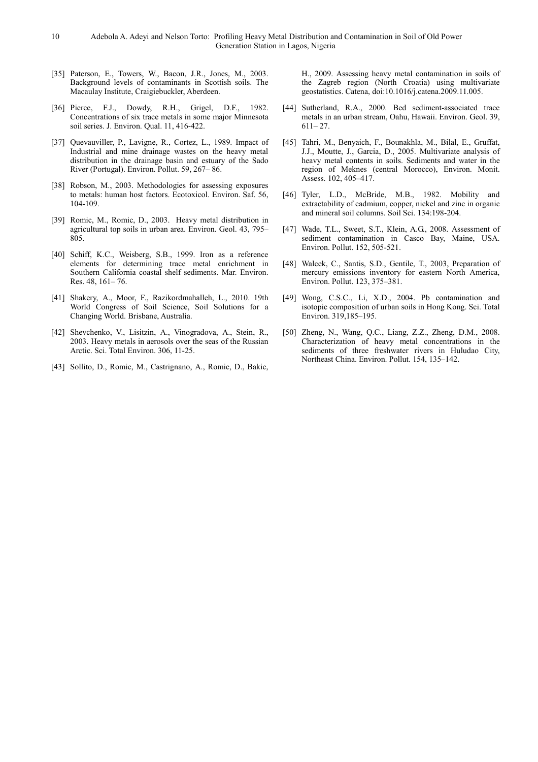[35] Paterson, E., Towers, W., Bacon, J.R., Jones, M., 2003. Background levels of contaminants in Scottish soils. The Macaulay Institute, Craigiebuckler, Aberdeen.

[36] Pierce, F.J., Dowdy, R.H., Grigel, D.F., 1982. Concentrations of six trace metals in some major Minnesota soil series. J. Environ. Qual. 11, 416-422.

[37] Quevauviller, P., Lavigne, R., Cortez, L., 1989. Impact of Industrial and mine drainage wastes on the heavy metal distribution in the drainage basin and estuary of the Sado River (Portugal). Environ. Pollut. 59, 267– 86.

[38] Robson, M., 2003. Methodologies for assessing exposures to metals: human host factors. Ecotoxicol. Environ. Saf. 56, 104-109.

[39] Romic, M., Romic, D., 2003. Heavy metal distribution in agricultural top soils in urban area. Environ. Geol. 43, 795–805.

[40] Schiff, K.C., Weisberg, S.B., 1999. Iron as a reference elements for determining trace metal enrichment in Southern California coastal shelf sediments. Mar. Environ. Res. 48, 161– 76.

[41] Shakery, A., Moor, F., Razikordmahalleh, L., 2010. 19th World Congress of Soil Science, Soil Solutions for a Changing World. Brisbane, Australia.

[42] Shevchenko, V., Lisitzin, A., Vinogradova, A., Stein, R., 2003. Heavy metals in aerosols over the seas of the Russian Arctic. Sci. Total Environ. 306, 11-25.

[43] Sollito, D., Romic, M., Castrignano, A., Romic, D., Bakic, H., 2009. Assessing heavy metal contamination in soils of the Zagreb region (North Croatia) using multivariate geostatistics. Catena, doi:10.1016/j.catena.2009.11.005.

[44] Sutherland, R.A., 2000. Bed sediment-associated trace metals in an urban stream, Oahu, Hawaii. Environ. Geol. 39, 611– 27.

[45] Tahri, M., Benyaich, F., Bounakhla, M., Bilal, E., Gruffat, J.J., Moutte, J., Garcia, D., 2005. Multivariate analysis of heavy metal contents in soils. Sediments and water in the region of Meknes (central Morocco), Environ. Monit. Assess. 102, 405–417.

[46] Tyler, L.D., McBride, M.B., 1982. Mobility and extractability of cadmium, copper, nickel and zinc in organic and mineral soil columns. Soil Sci. 134:198-204.

[47] Wade, T.L., Sweet, S.T., Klein, A.G., 2008. Assessment of sediment contamination in Casco Bay, Maine, USA. Environ. Pollut. 152, 505-521.

[48] Walcek, C., Santis, S.D., Gentile, T., 2003, Preparation of mercury emissions inventory for eastern North America, Environ. Pollut. 123, 375–381.

[49] Wong, C.S.C., Li, X.D., 2004. Pb contamination and isotopic composition of urban soils in Hong Kong. Sci. Total Environ. 319,185–195.

[50] Zheng, N., Wang, Q.C., Liang, Z.Z., Zheng, D.M., 2008. Characterization of heavy metal concentrations in the sediments of three freshwater rivers in Huludao City, Northeast China. Environ. Pollut. 154, 135–142.